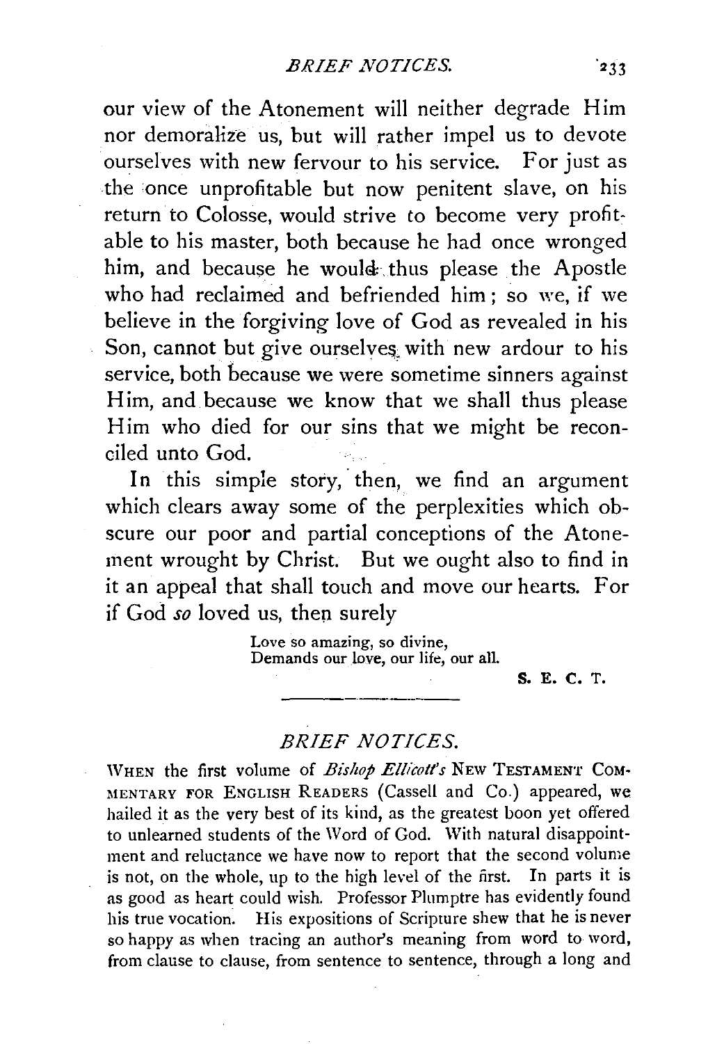our view of the Atonement will neither degrade Him nor demoralize us, but will rather impel us to devote ourselves with new fervour to his service. For just as the once unprofitable but now penitent slave, on his return to Colosse, would strive to become very profitable to his master, both because he had once wronged him, and because he would thus please the Apostle who had reclaimed and befriended him; so we, if we believe in the forgiving love of God as revealed in his Son, cannot but give ourselves with new ardour to his service, both because we were sometime sinners against Him, and because we know that we shall thus please Him who died for our sins that we might be reconciled unto God.

In this simple story, then, we find an argument which clears away some of the perplexities which obscure our poor and partial conceptions of the Atonement wrought by Christ. But we ought also to find in it an appeal that shall touch and move our hearts. For if God *so* loved us, then surely

> Love so amazing, so divine,
> Demands our love, our life, our all.

S. E. C. T.

---

## *BRIEF NOTICES.*

WHEN the first volume of *Bishop Ellicott's* NEW TESTAMENT COMMENTARY FOR ENGLISH READERS (Cassell and Co.) appeared, we hailed it as the very best of its kind, as the greatest boon yet offered to unlearned students of the Word of God. With natural disappointment and reluctance we have now to report that the second volume is not, on the whole, up to the high level of the first. In parts it is as good as heart could wish. Professor Plumptre has evidently found his true vocation. His expositions of Scripture shew that he is never so happy as when tracing an author's meaning from word to word, from clause to clause, from sentence to sentence, through a long and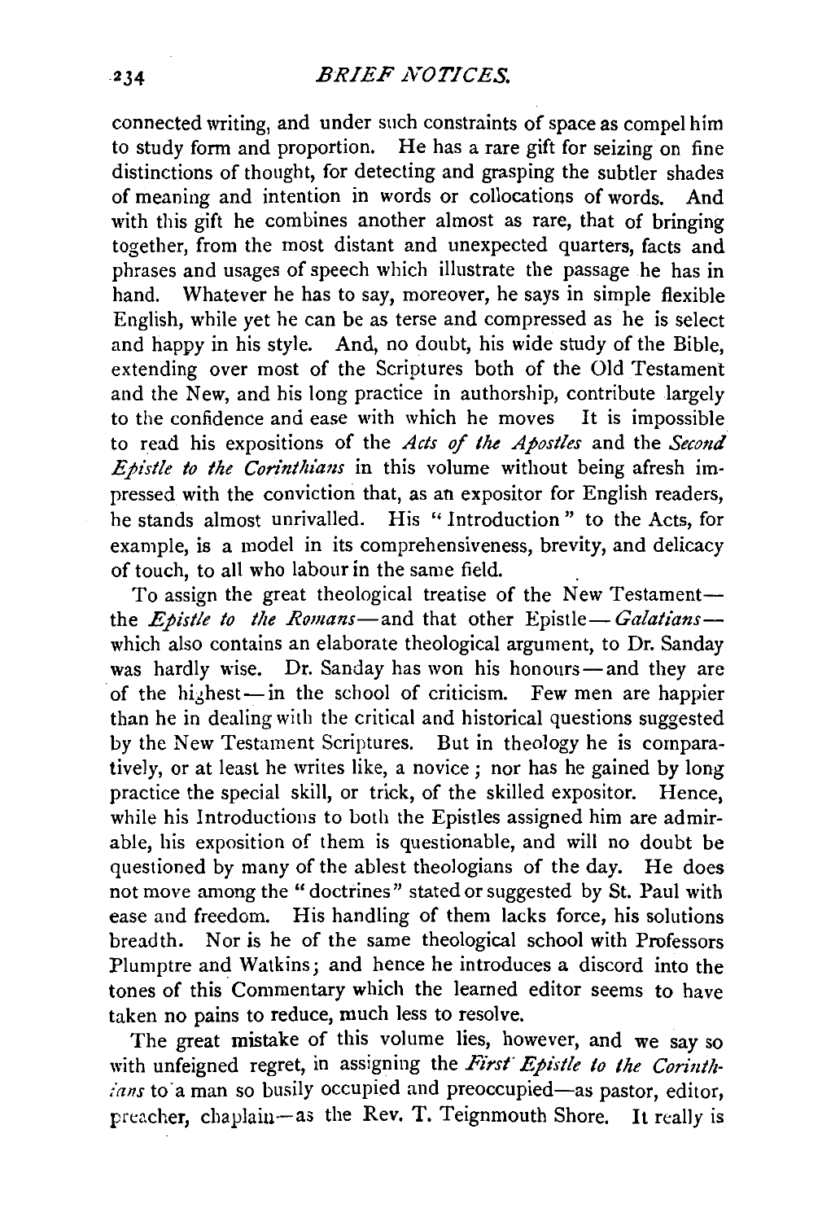connected writing, and under such constraints of space as compel him to study form and proportion. He has a rare gift for seizing on fine distinctions of thought, for detecting and grasping the subtler shades of meaning and intention in words or collocations of words. And with this gift he combines another almost as rare, that of bringing together, from the most distant and unexpected quarters, facts and phrases and usages of speech which illustrate the passage he has in hand. Whatever he has to say, moreover, he says in simple flexible English, while yet he can be as terse and compressed as he is select and happy in his style. And, no doubt, his wide study of the Bible, extending over most of the Scriptures both of the Old Testament and the New, and his long practice in authorship, contribute largely to the confidence and ease with which he moves It is impossible to read his expositions of the *Acts of the Apostles* and the *Second Epistle to the Corinthians* in this volume without being afresh impressed with the conviction that, as an expositor for English readers, he stands almost unrivalled. His "Introduction" to the Acts, for example, is a model in its comprehensiveness, brevity, and delicacy of touch, to all who labour in the same field.

To assign the great theological treatise of the New Testament—the *Epistle to the Romans*—and that other Epistle—*Galatians*—which also contains an elaborate theological argument, to Dr. Sanday was hardly wise. Dr. Sanday has won his honours—and they are of the highest—in the school of criticism. Few men are happier than he in dealing with the critical and historical questions suggested by the New Testament Scriptures. But in theology he is comparatively, or at least he writes like, a novice; nor has he gained by long practice the special skill, or trick, of the skilled expositor. Hence, while his Introductions to both the Epistles assigned him are admirable, his exposition of them is questionable, and will no doubt be questioned by many of the ablest theologians of the day. He does not move among the "doctrines" stated or suggested by St. Paul with ease and freedom. His handling of them lacks force, his solutions breadth. Nor is he of the same theological school with Professors Plumptre and Watkins; and hence he introduces a discord into the tones of this Commentary which the learned editor seems to have taken no pains to reduce, much less to resolve.

The great mistake of this volume lies, however, and we say so with unfeigned regret, in assigning the *First Epistle to the Corinthians* to a man so busily occupied and preoccupied—as pastor, editor, preacher, chaplain—as the Rev. T. Teignmouth Shore. It really is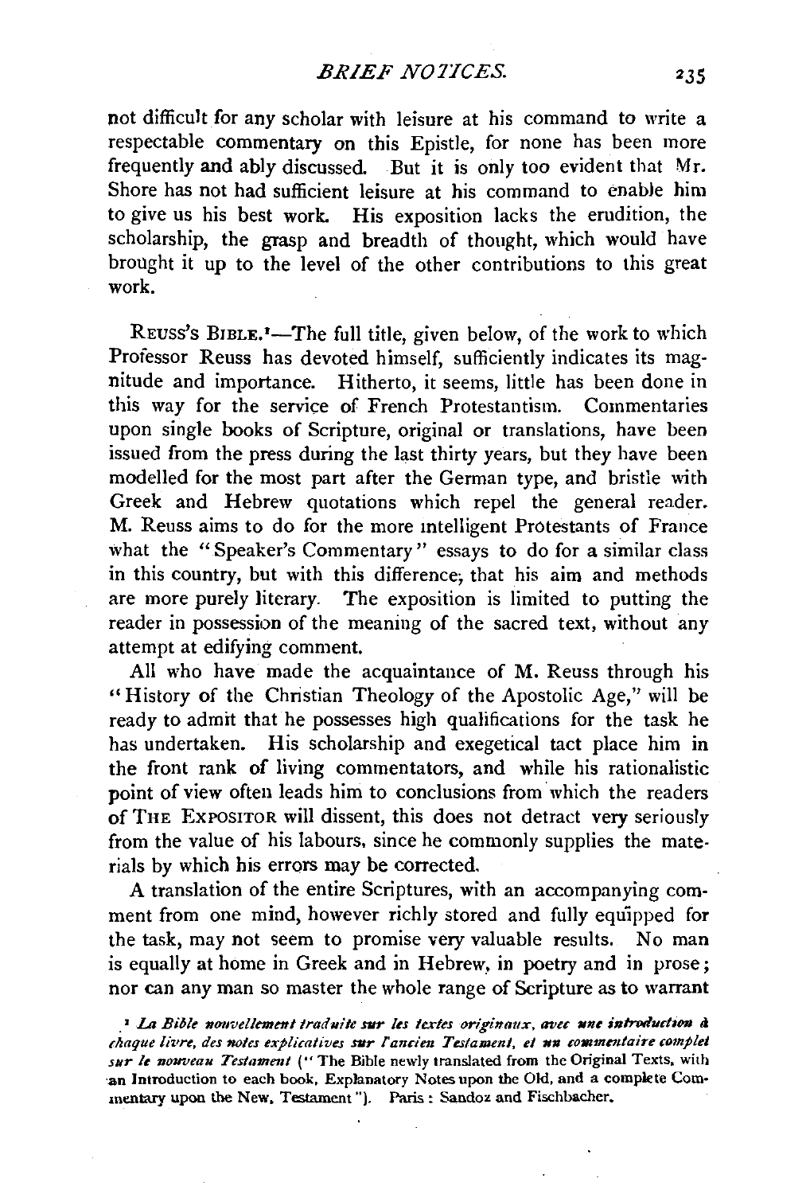not difficult for any scholar with leisure at his command to write a respectable commentary on this Epistle, for none has been more frequently and ably discussed. But it is only too evident that Mr. Shore has not had sufficient leisure at his command to enable him to give us his best work. His exposition lacks the erudition, the scholarship, the grasp and breadth of thought, which would have brought it up to the level of the other contributions to this great work.

REUSS'S BIBLE.[1]—The full title, given below, of the work to which Professor Reuss has devoted himself, sufficiently indicates its magnitude and importance. Hitherto, it seems, little has been done in this way for the service of French Protestantism. Commentaries upon single books of Scripture, original or translations, have been issued from the press during the last thirty years, but they have been modelled for the most part after the German type, and bristle with Greek and Hebrew quotations which repel the general reader. M. Reuss aims to do for the more intelligent Protestants of France what the "Speaker's Commentary" essays to do for a similar class in this country, but with this difference, that his aim and methods are more purely literary. The exposition is limited to putting the reader in possession of the meaning of the sacred text, without any attempt at edifying comment.

All who have made the acquaintance of M. Reuss through his "History of the Christian Theology of the Apostolic Age," will be ready to admit that he possesses high qualifications for the task he has undertaken. His scholarship and exegetical tact place him in the front rank of living commentators, and while his rationalistic point of view often leads him to conclusions from which the readers of THE EXPOSITOR will dissent, this does not detract very seriously from the value of his labours, since he commonly supplies the materials by which his errors may be corrected.

A translation of the entire Scriptures, with an accompanying comment from one mind, however richly stored and fully equipped for the task, may not seem to promise very valuable results. No man is equally at home in Greek and in Hebrew, in poetry and in prose; nor can any man so master the whole range of Scripture as to warrant

[1] *La Bible nouvellement traduite sur les textes originaux, avec une introduction à chaque livre, des notes explicatives sur l'ancien Testament, et un commentaire complet sur le nouveau Testament* ("The Bible newly translated from the Original Texts, with an Introduction to each book, Explanatory Notes upon the Old, and a complete Commentary upon the New, Testament"). Paris: Sandoz and Fischbacher.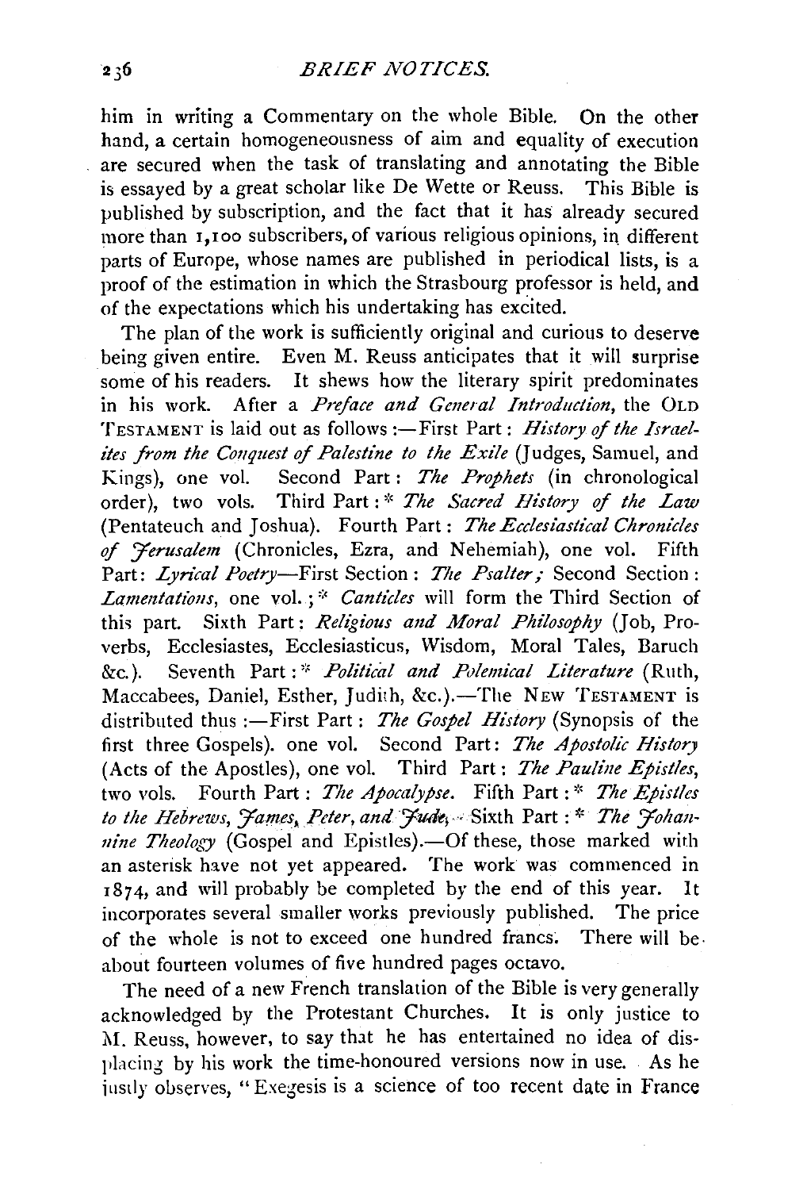him in writing a Commentary on the whole Bible. On the other hand, a certain homogeneousness of aim and equality of execution are secured when the task of translating and annotating the Bible is essayed by a great scholar like De Wette or Reuss. This Bible is published by subscription, and the fact that it has already secured more than 1,100 subscribers, of various religious opinions, in different parts of Europe, whose names are published in periodical lists, is a proof of the estimation in which the Strasbourg professor is held, and of the expectations which his undertaking has excited.

The plan of the work is sufficiently original and curious to deserve being given entire. Even M. Reuss anticipates that it will surprise some of his readers. It shews how the literary spirit predominates in his work. After a *Preface and General Introduction*, the OLD TESTAMENT is laid out as follows:—First Part: *History of the Israelites from the Conquest of Palestine to the Exile* (Judges, Samuel, and Kings), one vol. Second Part: *The Prophets* (in chronological order), two vols. Third Part: * *The Sacred History of the Law* (Pentateuch and Joshua). Fourth Part: *The Ecclesiastical Chronicles of Jerusalem* (Chronicles, Ezra, and Nehemiah), one vol. Fifth Part: *Lyrical Poetry*—First Section: *The Psalter;* Second Section: *Lamentations*, one vol.; * *Canticles* will form the Third Section of this part. Sixth Part: *Religious and Moral Philosophy* (Job, Proverbs, Ecclesiastes, Ecclesiasticus, Wisdom, Moral Tales, Baruch &c.). Seventh Part: * *Political and Polemical Literature* (Ruth, Maccabees, Daniel, Esther, Judith, &c.).—The NEW TESTAMENT is distributed thus:—First Part: *The Gospel History* (Synopsis of the first three Gospels). one vol. Second Part: *The Apostolic History* (Acts of the Apostles), one vol. Third Part: *The Pauline Epistles*, two vols. Fourth Part: *The Apocalypse*. Fifth Part: * *The Epistles to the Hebrews, James, Peter, and Jude*. Sixth Part: * *The Johannine Theology* (Gospel and Epistles).—Of these, those marked with an asterisk have not yet appeared. The work was commenced in 1874, and will probably be completed by the end of this year. It incorporates several smaller works previously published. The price of the whole is not to exceed one hundred francs. There will be about fourteen volumes of five hundred pages octavo.

The need of a new French translation of the Bible is very generally acknowledged by the Protestant Churches. It is only justice to M. Reuss, however, to say that he has entertained no idea of displacing by his work the time-honoured versions now in use. As he justly observes, "Exegesis is a science of too recent date in France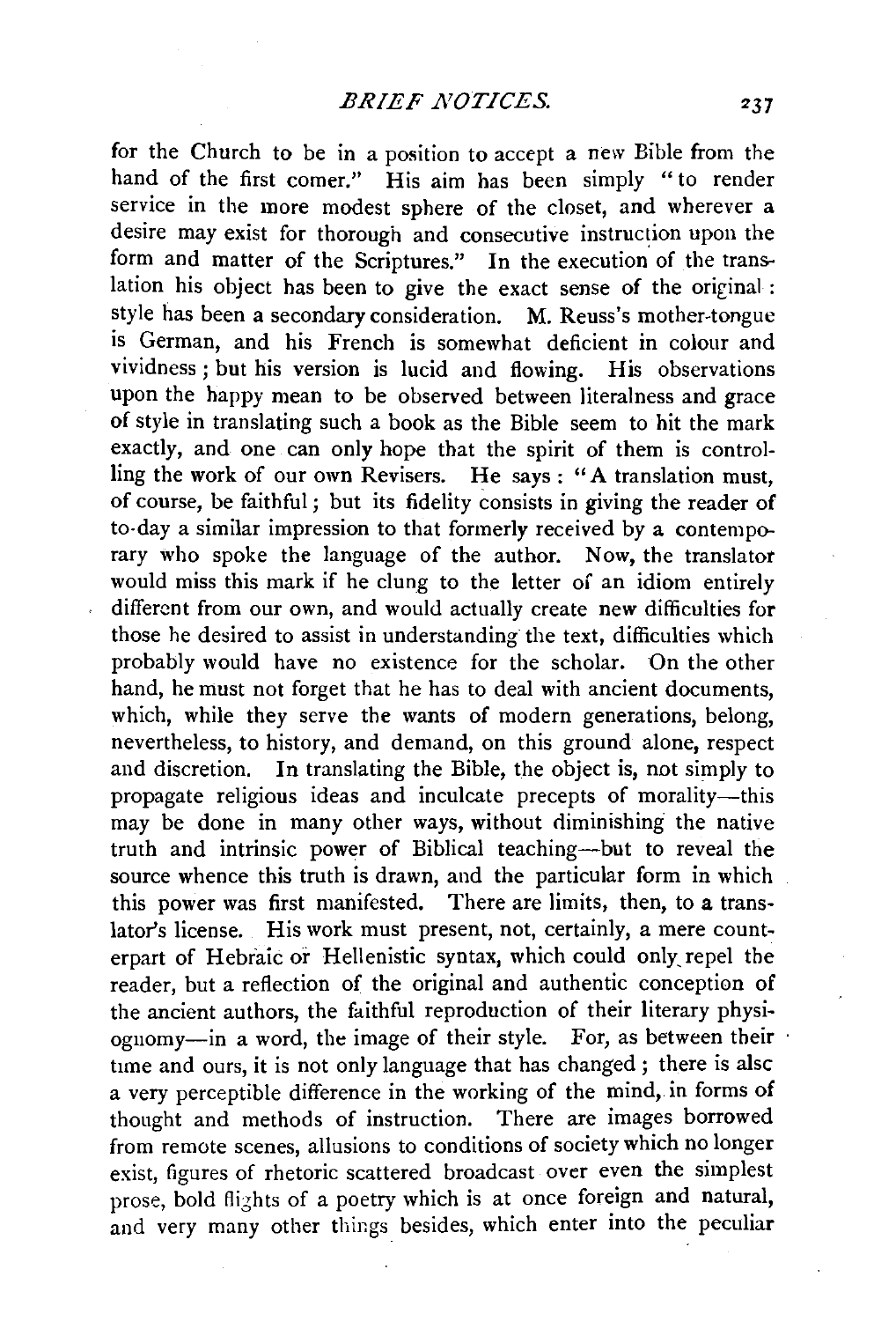for the Church to be in a position to accept a new Bible from the hand of the first comer." His aim has been simply "to render service in the more modest sphere of the closet, and wherever a desire may exist for thorough and consecutive instruction upon the form and matter of the Scriptures." In the execution of the translation his object has been to give the exact sense of the original: style has been a secondary consideration. M. Reuss's mother-tongue is German, and his French is somewhat deficient in colour and vividness; but his version is lucid and flowing. His observations upon the happy mean to be observed between literalness and grace of style in translating such a book as the Bible seem to hit the mark exactly, and one can only hope that the spirit of them is controlling the work of our own Revisers. He says: "A translation must, of course, be faithful; but its fidelity consists in giving the reader of to-day a similar impression to that formerly received by a contemporary who spoke the language of the author. Now, the translator would miss this mark if he clung to the letter of an idiom entirely different from our own, and would actually create new difficulties for those he desired to assist in understanding the text, difficulties which probably would have no existence for the scholar. On the other hand, he must not forget that he has to deal with ancient documents, which, while they serve the wants of modern generations, belong, nevertheless, to history, and demand, on this ground alone, respect and discretion. In translating the Bible, the object is, not simply to propagate religious ideas and inculcate precepts of morality—this may be done in many other ways, without diminishing the native truth and intrinsic power of Biblical teaching—but to reveal the source whence this truth is drawn, and the particular form in which this power was first manifested. There are limits, then, to a translator's license. His work must present, not, certainly, a mere counterpart of Hebraic or Hellenistic syntax, which could only repel the reader, but a reflection of the original and authentic conception of the ancient authors, the faithful reproduction of their literary physiognomy—in a word, the image of their style. For, as between their time and ours, it is not only language that has changed; there is also a very perceptible difference in the working of the mind, in forms of thought and methods of instruction. There are images borrowed from remote scenes, allusions to conditions of society which no longer exist, figures of rhetoric scattered broadcast over even the simplest prose, bold flights of a poetry which is at once foreign and natural, and very many other things besides, which enter into the peculiar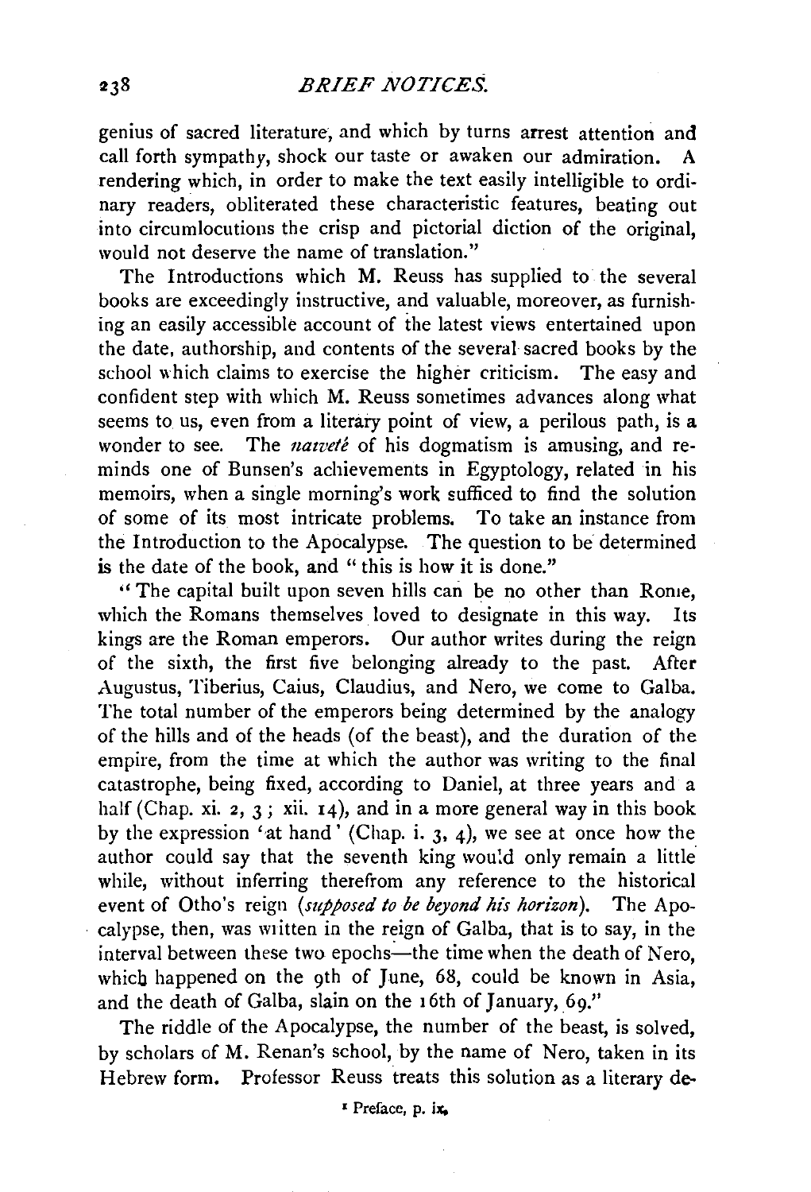genius of sacred literature, and which by turns arrest attention and call forth sympathy, shock our taste or awaken our admiration. A rendering which, in order to make the text easily intelligible to ordinary readers, obliterated these characteristic features, beating out into circumlocutions the crisp and pictorial diction of the original, would not deserve the name of translation."

The Introductions which M. Reuss has supplied to the several books are exceedingly instructive, and valuable, moreover, as furnishing an easily accessible account of the latest views entertained upon the date, authorship, and contents of the several sacred books by the school which claims to exercise the higher criticism. The easy and confident step with which M. Reuss sometimes advances along what seems to us, even from a literary point of view, a perilous path, is a wonder to see. The *naïveté* of his dogmatism is amusing, and reminds one of Bunsen's achievements in Egyptology, related in his memoirs, when a single morning's work sufficed to find the solution of some of its most intricate problems. To take an instance from the Introduction to the Apocalypse. The question to be determined is the date of the book, and "this is how it is done."

"The capital built upon seven hills can be no other than Rome, which the Romans themselves loved to designate in this way. Its kings are the Roman emperors. Our author writes during the reign of the sixth, the first five belonging already to the past. After Augustus, Tiberius, Caius, Claudius, and Nero, we come to Galba. The total number of the emperors being determined by the analogy of the hills and of the heads (of the beast), and the duration of the empire, from the time at which the author was writing to the final catastrophe, being fixed, according to Daniel, at three years and a half (Chap. xi. 2, 3; xii. 14), and in a more general way in this book by the expression 'at hand' (Chap. i. 3, 4), we see at once how the author could say that the seventh king would only remain a little while, without inferring therefrom any reference to the historical event of Otho's reign (*supposed to be beyond his horizon*). The Apocalypse, then, was written in the reign of Galba, that is to say, in the interval between these two epochs—the time when the death of Nero, which happened on the 9th of June, 68, could be known in Asia, and the death of Galba, slain on the 16th of January, 69."

The riddle of the Apocalypse, the number of the beast, is solved, by scholars of M. Renan's school, by the name of Nero, taken in its Hebrew form. Professor Reuss treats this solution as a literary de-

[1] Preface, p. ix.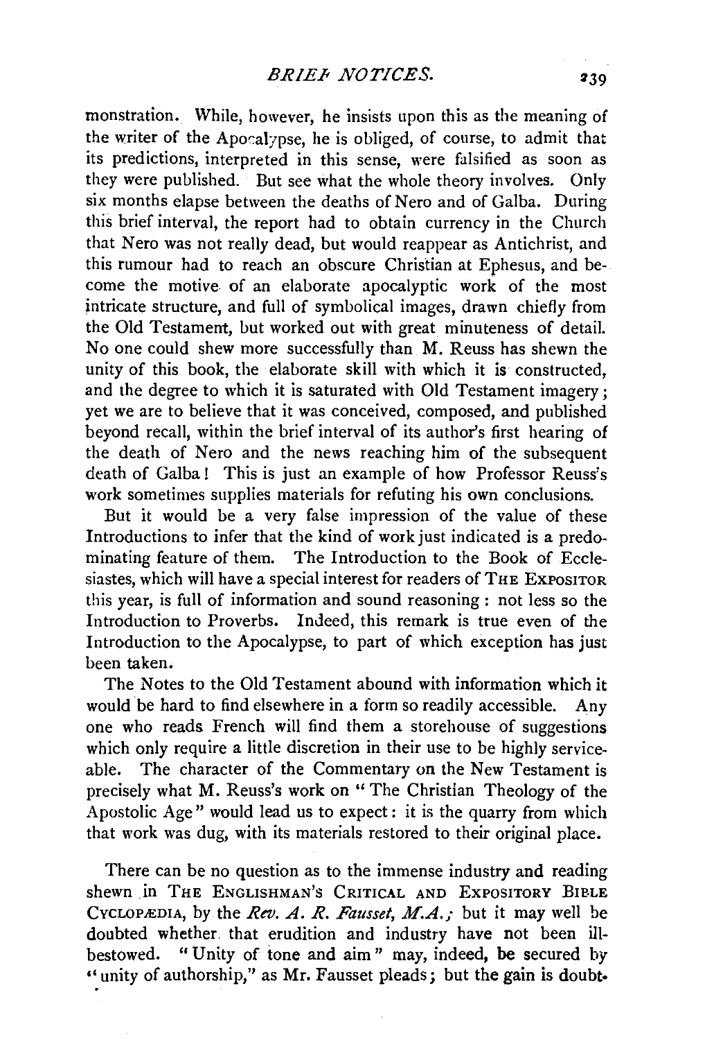monstration. While, however, he insists upon this as the meaning of the writer of the Apocalypse, he is obliged, of course, to admit that its predictions, interpreted in this sense, were falsified as soon as they were published. But see what the whole theory involves. Only six months elapse between the deaths of Nero and of Galba. During this brief interval, the report had to obtain currency in the Church that Nero was not really dead, but would reappear as Antichrist, and this rumour had to reach an obscure Christian at Ephesus, and become the motive of an elaborate apocalyptic work of the most intricate structure, and full of symbolical images, drawn chiefly from the Old Testament, but worked out with great minuteness of detail. No one could shew more successfully than M. Reuss has shewn the unity of this book, the elaborate skill with which it is constructed, and the degree to which it is saturated with Old Testament imagery; yet we are to believe that it was conceived, composed, and published beyond recall, within the brief interval of its author's first hearing of the death of Nero and the news reaching him of the subsequent death of Galba! This is just an example of how Professor Reuss's work sometimes supplies materials for refuting his own conclusions.

But it would be a very false impression of the value of these Introductions to infer that the kind of work just indicated is a predominating feature of them. The Introduction to the Book of Ecclesiastes, which will have a special interest for readers of THE EXPOSITOR this year, is full of information and sound reasoning: not less so the Introduction to Proverbs. Indeed, this remark is true even of the Introduction to the Apocalypse, to part of which exception has just been taken.

The Notes to the Old Testament abound with information which it would be hard to find elsewhere in a form so readily accessible. Any one who reads French will find them a storehouse of suggestions which only require a little discretion in their use to be highly serviceable. The character of the Commentary on the New Testament is precisely what M. Reuss's work on "The Christian Theology of the Apostolic Age" would lead us to expect: it is the quarry from which that work was dug, with its materials restored to their original place.

There can be no question as to the immense industry and reading shewn in THE ENGLISHMAN'S CRITICAL AND EXPOSITORY BIBLE CYCLOPÆDIA, by the *Rev. A. R. Fausset, M.A.;* but it may well be doubted whether that erudition and industry have not been ill-bestowed. "Unity of tone and aim" may, indeed, be secured by "unity of authorship," as Mr. Fausset pleads; but the gain is doubt-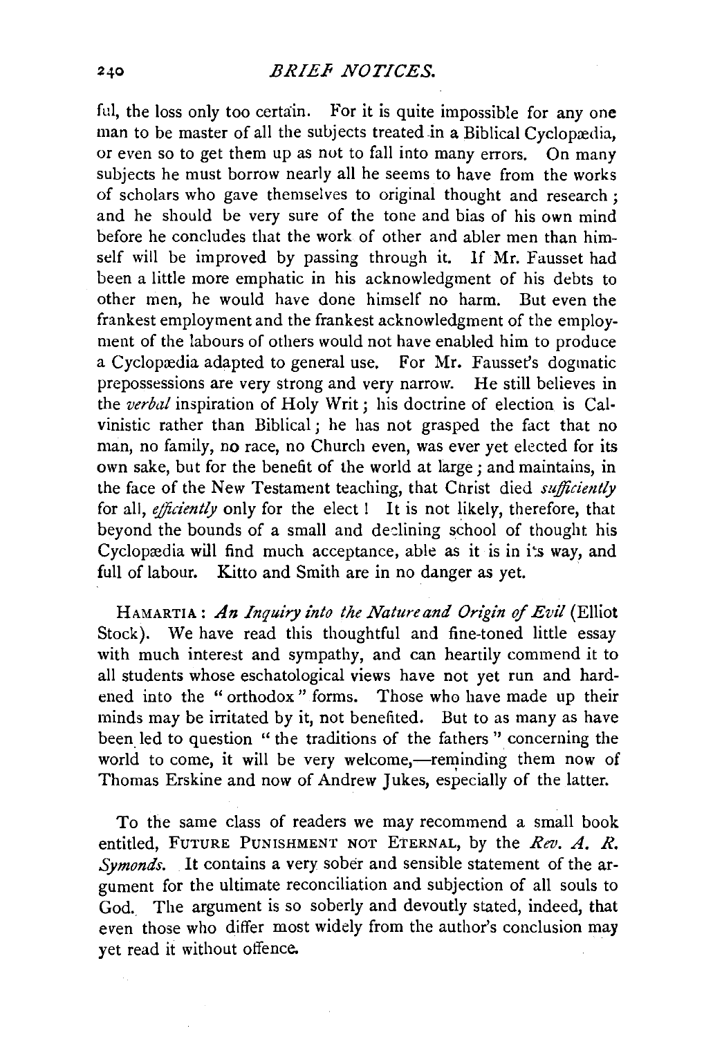ful, the loss only too certain. For it is quite impossible for any one man to be master of all the subjects treated in a Biblical Cyclopædia, or even so to get them up as not to fall into many errors. On many subjects he must borrow nearly all he seems to have from the works of scholars who gave themselves to original thought and research; and he should be very sure of the tone and bias of his own mind before he concludes that the work of other and abler men than himself will be improved by passing through it. If Mr. Fausset had been a little more emphatic in his acknowledgment of his debts to other men, he would have done himself no harm. But even the frankest employment and the frankest acknowledgment of the employment of the labours of others would not have enabled him to produce a Cyclopædia adapted to general use. For Mr. Fausset's dogmatic prepossessions are very strong and very narrow. He still believes in the *verbal* inspiration of Holy Writ; his doctrine of election is Calvinistic rather than Biblical; he has not grasped the fact that no man, no family, no race, no Church even, was ever yet elected for its own sake, but for the benefit of the world at large; and maintains, in the face of the New Testament teaching, that Christ died *sufficiently* for all, *efficiently* only for the elect! It is not likely, therefore, that beyond the bounds of a small and declining school of thought his Cyclopædia will find much acceptance, able as it is in its way, and full of labour. Kitto and Smith are in no danger as yet.

HAMARTIA: *An Inquiry into the Nature and Origin of Evil* (Elliot Stock). We have read this thoughtful and fine-toned little essay with much interest and sympathy, and can heartily commend it to all students whose eschatological views have not yet run and hardened into the "orthodox" forms. Those who have made up their minds may be irritated by it, not benefited. But to as many as have been led to question "the traditions of the fathers" concerning the world to come, it will be very welcome,—reminding them now of Thomas Erskine and now of Andrew Jukes, especially of the latter.

To the same class of readers we may recommend a small book entitled, FUTURE PUNISHMENT NOT ETERNAL, by the *Rev. A. R. Symonds.* It contains a very sober and sensible statement of the argument for the ultimate reconciliation and subjection of all souls to God. The argument is so soberly and devoutly stated, indeed, that even those who differ most widely from the author's conclusion may yet read it without offence.